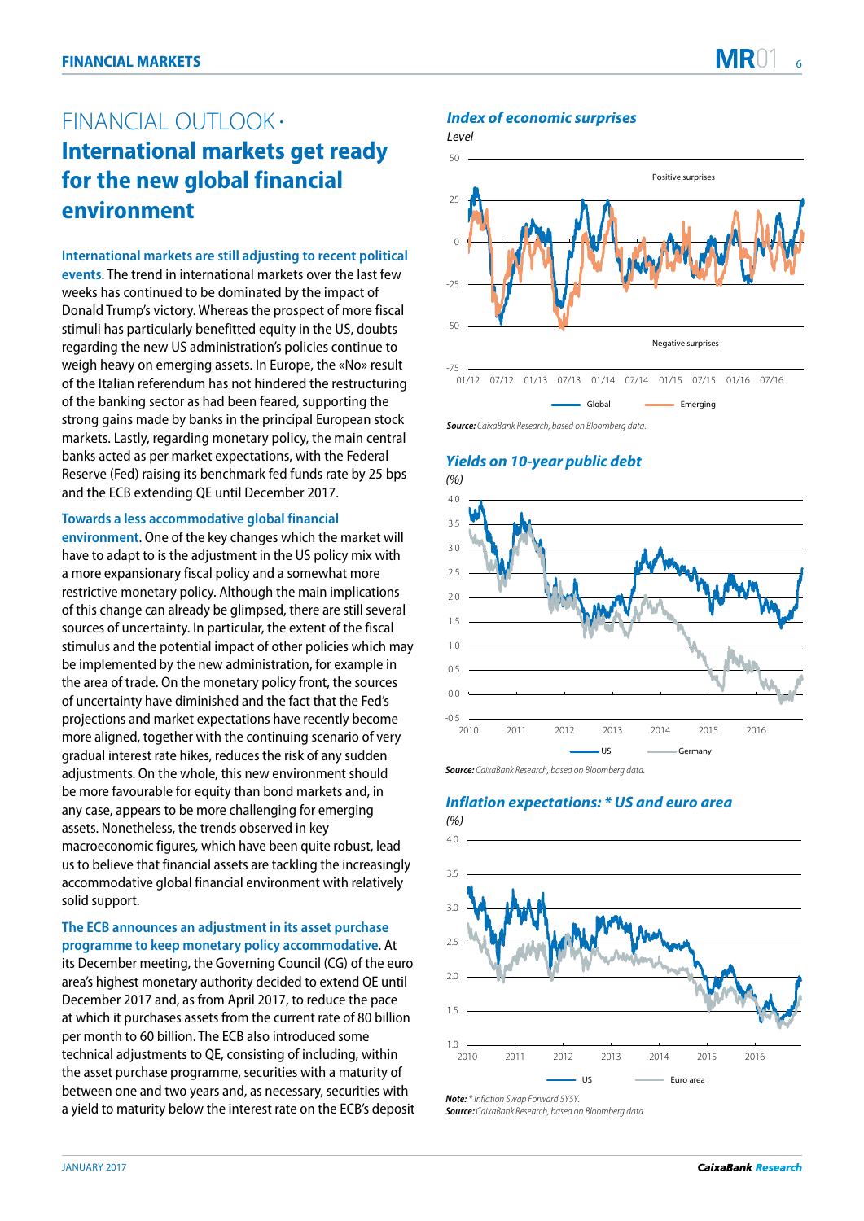# FINANCIAL OUTLOOK ·

## International markets get ready for the new global financial environment

**International markets are still adjusting to recent political events.** The trend in international markets over the last few weeks has continued to be dominated by the impact of Donald Trump's victory. Whereas the prospect of more fiscal stimuli has particularly benefitted equity in the US, doubts regarding the new US administration's policies continue to weigh heavy on emerging assets. In Europe, the «No» result of the Italian referendum has not hindered the restructuring of the banking sector as had been feared, supporting the strong gains made by banks in the principal European stock markets. Lastly, regarding monetary policy, the main central banks acted as per market expectations, with the Federal Reserve (Fed) raising its benchmark fed funds rate by 25 bps and the ECB extending QE until December 2017.

**Towards a less accommodative global financial environment.** One of the key changes which the market will have to adapt to is the adjustment in the US policy mix with a more expansionary fiscal policy and a somewhat more restrictive monetary policy. Although the main implications of this change can already be glimpsed, there are still several sources of uncertainty. In particular, the extent of the fiscal stimulus and the potential impact of other policies which may be implemented by the new administration, for example in the area of trade. On the monetary policy front, the sources of uncertainty have diminished and the fact that the Fed's projections and market expectations have recently become more aligned, together with the continuing scenario of very gradual interest rate hikes, reduces the risk of any sudden adjustments. On the whole, this new environment should be more favourable for equity than bond markets and, in any case, appears to be more challenging for emerging assets. Nonetheless, the trends observed in key macroeconomic figures, which have been quite robust, lead us to believe that financial assets are tackling the increasingly accommodative global financial environment with relatively solid support.

**The ECB announces an adjustment in its asset purchase programme to keep monetary policy accommodative.** At its December meeting, the Governing Council (CG) of the euro area's highest monetary authority decided to extend QE until December 2017 and, as from April 2017, to reduce the pace at which it purchases assets from the current rate of 80 billion per month to 60 billion. The ECB also introduced some technical adjustments to QE, consisting of including, within the asset purchase programme, securities with a maturity of between one and two years and, as necessary, securities with a yield to maturity below the interest rate on the ECB's deposit

### Index of economic surprises

*Level*

Source: CaixaBank Research, based on Bloomberg data.

### Yields on 10-year public debt

*(%)*

Source: CaixaBank Research, based on Bloomberg data.

### Inflation expectations: * US and euro area

*(%)*

Note: * Inflation Swap Forward 5Y5Y.
Source: CaixaBank Research, based on Bloomberg data.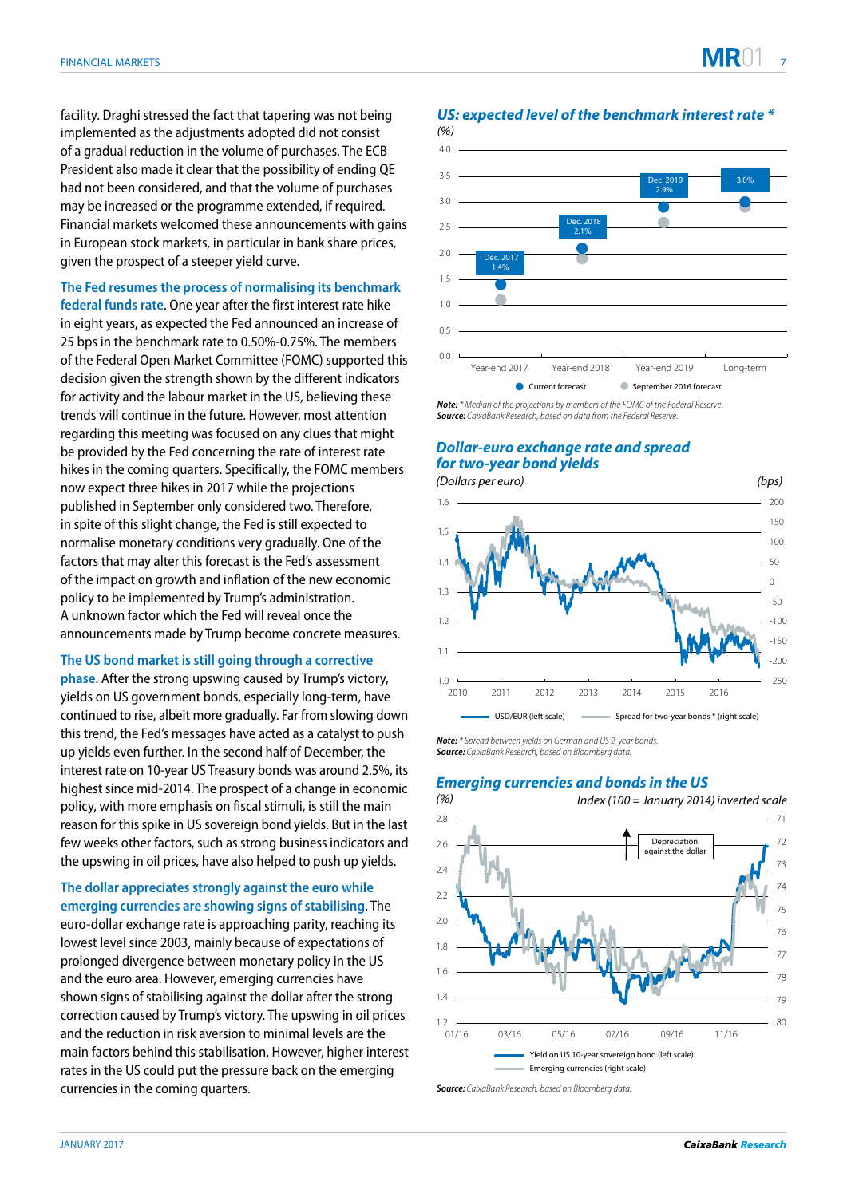facility. Draghi stressed the fact that tapering was not being implemented as the adjustments adopted did not consist of a gradual reduction in the volume of purchases. The ECB President also made it clear that the possibility of ending QE had not been considered, and that the volume of purchases may be increased or the programme extended, if required. Financial markets welcomed these announcements with gains in European stock markets, in particular in bank share prices, given the prospect of a steeper yield curve.

**The Fed resumes the process of normalising its benchmark federal funds rate**. One year after the first interest rate hike in eight years, as expected the Fed announced an increase of 25 bps in the benchmark rate to 0.50%-0.75%. The members of the Federal Open Market Committee (FOMC) supported this decision given the strength shown by the different indicators for activity and the labour market in the US, believing these trends will continue in the future. However, most attention regarding this meeting was focused on any clues that might be provided by the Fed concerning the rate of interest rate hikes in the coming quarters. Specifically, the FOMC members now expect three hikes in 2017 while the projections published in September only considered two. Therefore, in spite of this slight change, the Fed is still expected to normalise monetary conditions very gradually. One of the factors that may alter this forecast is the Fed's assessment of the impact on growth and inflation of the new economic policy to be implemented by Trump's administration. A unknown factor which the Fed will reveal once the announcements made by Trump become concrete measures.

**The US bond market is still going through a corrective phase**. After the strong upswing caused by Trump's victory, yields on US government bonds, especially long-term, have continued to rise, albeit more gradually. Far from slowing down this trend, the Fed's messages have acted as a catalyst to push up yields even further. In the second half of December, the interest rate on 10-year US Treasury bonds was around 2.5%, its highest since mid-2014. The prospect of a change in economic policy, with more emphasis on fiscal stimuli, is still the main reason for this spike in US sovereign bond yields. But in the last few weeks other factors, such as strong business indicators and the upswing in oil prices, have also helped to push up yields.

**The dollar appreciates strongly against the euro while emerging currencies are showing signs of stabilising**. The euro-dollar exchange rate is approaching parity, reaching its lowest level since 2003, mainly because of expectations of prolonged divergence between monetary policy in the US and the euro area. However, emerging currencies have shown signs of stabilising against the dollar after the strong correction caused by Trump's victory. The upswing in oil prices and the reduction in risk aversion to minimal levels are the main factors behind this stabilisation. However, higher interest rates in the US could put the pressure back on the emerging currencies in the coming quarters.

### *US: expected level of the benchmark interest rate \**

(%)

| | Current forecast | September 2016 forecast |
|---|---|---|
| Year-end 2017 | 1.4% | |
| Year-end 2018 | 2.1% | |
| Year-end 2019 | 2.9% | |
| Long-term | 3.0% | |

*Note: \* Median of the projections by members of the FOMC of the Federal Reserve.*
*Source: CaixaBank Research, based on data from the Federal Reserve.*

### *Dollar-euro exchange rate and spread for two-year bond yields*

(Dollars per euro) (bps)

USD/EUR (left scale); Spread for two-year bonds \* (right scale)

*Note: \* Spread between yields on German and US 2-year bonds.*
*Source: CaixaBank Research, based on Bloomberg data.*

### *Emerging currencies and bonds in the US*

(%) Index (100 = January 2014) inverted scale

Yield on US 10-year sovereign bond (left scale); Emerging currencies (right scale); Depreciation against the dollar

*Source: CaixaBank Research, based on Bloomberg data.*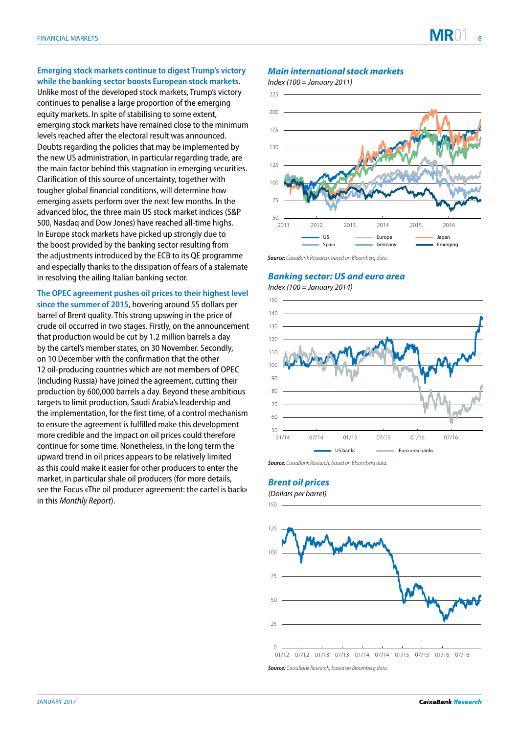**Emerging stock markets continue to digest Trump's victory while the banking sector boosts European stock markets.** Unlike most of the developed stock markets, Trump's victory continues to penalise a large proportion of the emerging equity markets. In spite of stabilising to some extent, emerging stock markets have remained close to the minimum levels reached after the electoral result was announced. Doubts regarding the policies that may be implemented by the new US administration, in particular regarding trade, are the main factor behind this stagnation in emerging securities. Clarification of this source of uncertainty, together with tougher global financial conditions, will determine how emerging assets perform over the next few months. In the advanced bloc, the three main US stock market indices (S&P 500, Nasdaq and Dow Jones) have reached all-time highs. In Europe stock markets have picked up strongly due to the boost provided by the banking sector resulting from the adjustments introduced by the ECB to its QE programme and especially thanks to the dissipation of fears of a stalemate in resolving the ailing Italian banking sector.

**The OPEC agreement pushes oil prices to their highest level since the summer of 2015**, hovering around 55 dollars per barrel of Brent quality. This strong upswing in the price of crude oil occurred in two stages. Firstly, on the announcement that production would be cut by 1.2 million barrels a day by the cartel's member states, on 30 November. Secondly, on 10 December with the confirmation that the other 12 oil-producing countries which are not members of OPEC (including Russia) have joined the agreement, cutting their production by 600,000 barrels a day. Beyond these ambitious targets to limit production, Saudi Arabia's leadership and the implementation, for the first time, of a control mechanism to ensure the agreement is fulfilled make this development more credible and the impact on oil prices could therefore continue for some time. Nonetheless, in the long term the upward trend in oil prices appears to be relatively limited as this could make it easier for other producers to enter the market, in particular shale oil producers (for more details, see the Focus «The oil producer agreement: the cartel is back» in this *Monthly Report*).

### Main international stock markets

*Index (100 = January 2011)*

225
200
175
150
125
100
75
50
2011 2012 2013 2014 2015 2016

US, Spain, Europe, Germany, Japan, Emerging

**Source:** *CaixaBank Research, based on Bloomberg data.*

### Banking sector: US and euro area

*Index (100 = January 2014)*

150
140
130
120
110
100
90
80
70
60
50
01/14 07/14 01/15 07/15 01/16 07/16

US banks, Euro area banks

**Source:** *CaixaBank Research, based on Bloomberg data.*

### Brent oil prices

*(Dollars per barrel)*

150
125
100
75
50
25
0
01/12 07/12 01/13 07/13 01/14 07/14 01/15 07/15 01/16 07/16

**Source:** *CaixaBank Research, based on Bloomberg data.*